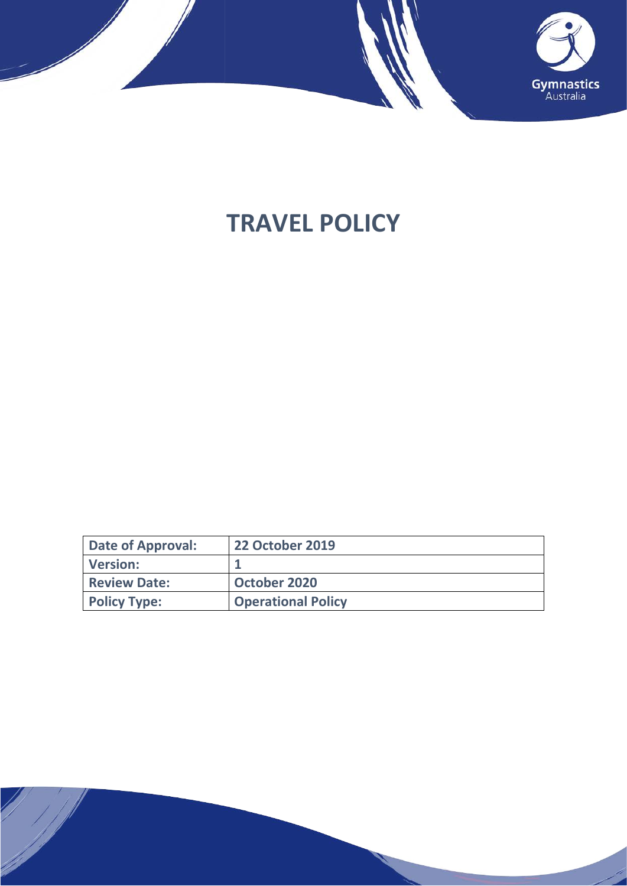Gymnastics Australia

# TRAVEL POLICY

| Date of Approval: | 22 October 2019 |
|---|---|
| Version: | 1 |
| Review Date: | October 2020 |
| Policy Type: | Operational Policy |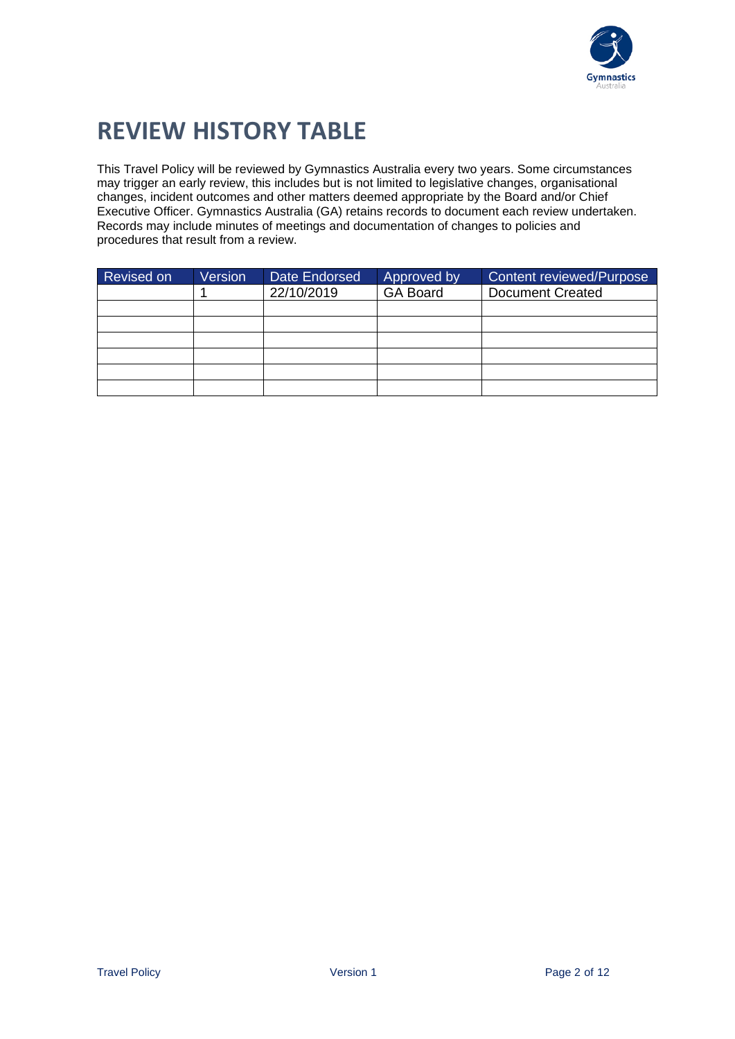# REVIEW HISTORY TABLE

This Travel Policy will be reviewed by Gymnastics Australia every two years. Some circumstances may trigger an early review, this includes but is not limited to legislative changes, organisational changes, incident outcomes and other matters deemed appropriate by the Board and/or Chief Executive Officer. Gymnastics Australia (GA) retains records to document each review undertaken. Records may include minutes of meetings and documentation of changes to policies and procedures that result from a review.

| Revised on | Version | Date Endorsed | Approved by | Content reviewed/Purpose |
|---|---|---|---|---|
| | 1 | 22/10/2019 | GA Board | Document Created |
| | | | | |
| | | | | |
| | | | | |
| | | | | |
| | | | | |
| | | | | |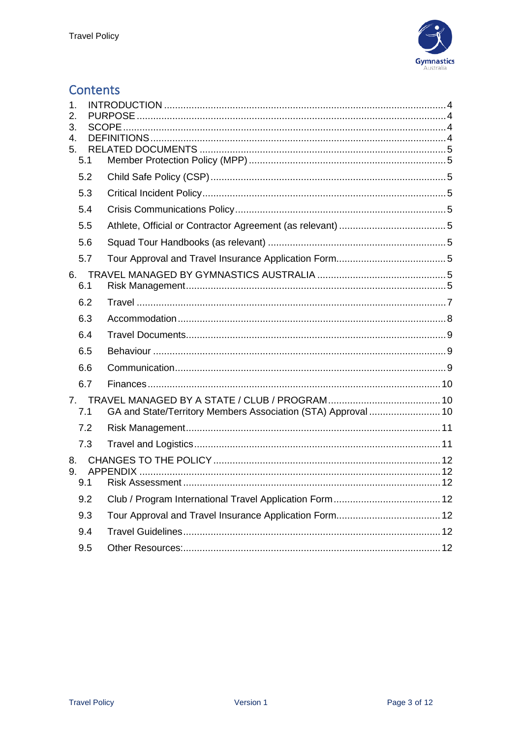## Contents

1. INTRODUCTION .......... 4
2. PURPOSE .......... 4
3. SCOPE .......... 4
4. DEFINITIONS .......... 4
5. RELATED DOCUMENTS .......... 5
   - 5.1 Member Protection Policy (MPP) .......... 5
   - 5.2 Child Safe Policy (CSP) .......... 5
   - 5.3 Critical Incident Policy .......... 5
   - 5.4 Crisis Communications Policy .......... 5
   - 5.5 Athlete, Official or Contractor Agreement (as relevant) .......... 5
   - 5.6 Squad Tour Handbooks (as relevant) .......... 5
   - 5.7 Tour Approval and Travel Insurance Application Form .......... 5
6. TRAVEL MANAGED BY GYMNASTICS AUSTRALIA .......... 5
   - 6.1 Risk Management .......... 5
   - 6.2 Travel .......... 7
   - 6.3 Accommodation .......... 8
   - 6.4 Travel Documents .......... 9
   - 6.5 Behaviour .......... 9
   - 6.6 Communication .......... 9
   - 6.7 Finances .......... 10
7. TRAVEL MANAGED BY A STATE / CLUB / PROGRAM .......... 10
   - 7.1 GA and State/Territory Members Association (STA) Approval .......... 10
   - 7.2 Risk Management .......... 11
   - 7.3 Travel and Logistics .......... 11
8. CHANGES TO THE POLICY .......... 12
9. APPENDIX .......... 12
   - 9.1 Risk Assessment .......... 12
   - 9.2 Club / Program International Travel Application Form .......... 12
   - 9.3 Tour Approval and Travel Insurance Application Form .......... 12
   - 9.4 Travel Guidelines .......... 12
   - 9.5 Other Resources: .......... 12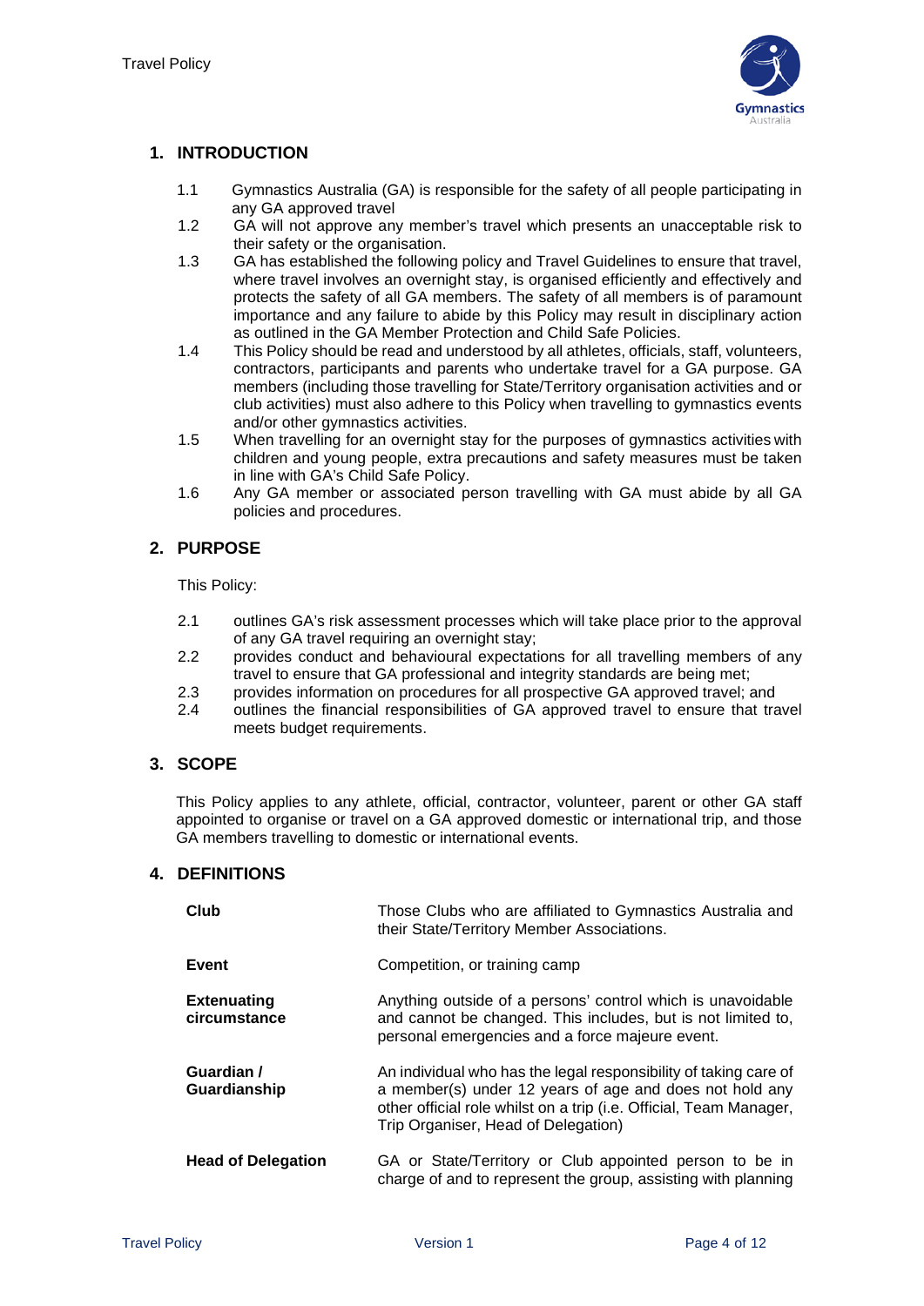## 1. INTRODUCTION

1.1 Gymnastics Australia (GA) is responsible for the safety of all people participating in any GA approved travel

1.2 GA will not approve any member's travel which presents an unacceptable risk to their safety or the organisation.

1.3 GA has established the following policy and Travel Guidelines to ensure that travel, where travel involves an overnight stay, is organised efficiently and effectively and protects the safety of all GA members. The safety of all members is of paramount importance and any failure to abide by this Policy may result in disciplinary action as outlined in the GA Member Protection and Child Safe Policies.

1.4 This Policy should be read and understood by all athletes, officials, staff, volunteers, contractors, participants and parents who undertake travel for a GA purpose. GA members (including those travelling for State/Territory organisation activities and or club activities) must also adhere to this Policy when travelling to gymnastics events and/or other gymnastics activities.

1.5 When travelling for an overnight stay for the purposes of gymnastics activities with children and young people, extra precautions and safety measures must be taken in line with GA's Child Safe Policy.

1.6 Any GA member or associated person travelling with GA must abide by all GA policies and procedures.

## 2. PURPOSE

This Policy:

2.1 outlines GA's risk assessment processes which will take place prior to the approval of any GA travel requiring an overnight stay;

2.2 provides conduct and behavioural expectations for all travelling members of any travel to ensure that GA professional and integrity standards are being met;

2.3 provides information on procedures for all prospective GA approved travel; and

2.4 outlines the financial responsibilities of GA approved travel to ensure that travel meets budget requirements.

## 3. SCOPE

This Policy applies to any athlete, official, contractor, volunteer, parent or other GA staff appointed to organise or travel on a GA approved domestic or international trip, and those GA members travelling to domestic or international events.

## 4. DEFINITIONS

| | |
|---|---|
| **Club** | Those Clubs who are affiliated to Gymnastics Australia and their State/Territory Member Associations. |
| **Event** | Competition, or training camp |
| **Extenuating circumstance** | Anything outside of a persons' control which is unavoidable and cannot be changed. This includes, but is not limited to, personal emergencies and a force majeure event. |
| **Guardian / Guardianship** | An individual who has the legal responsibility of taking care of a member(s) under 12 years of age and does not hold any other official role whilst on a trip (i.e. Official, Team Manager, Trip Organiser, Head of Delegation) |
| **Head of Delegation** | GA or State/Territory or Club appointed person to be in charge of and to represent the group, assisting with planning |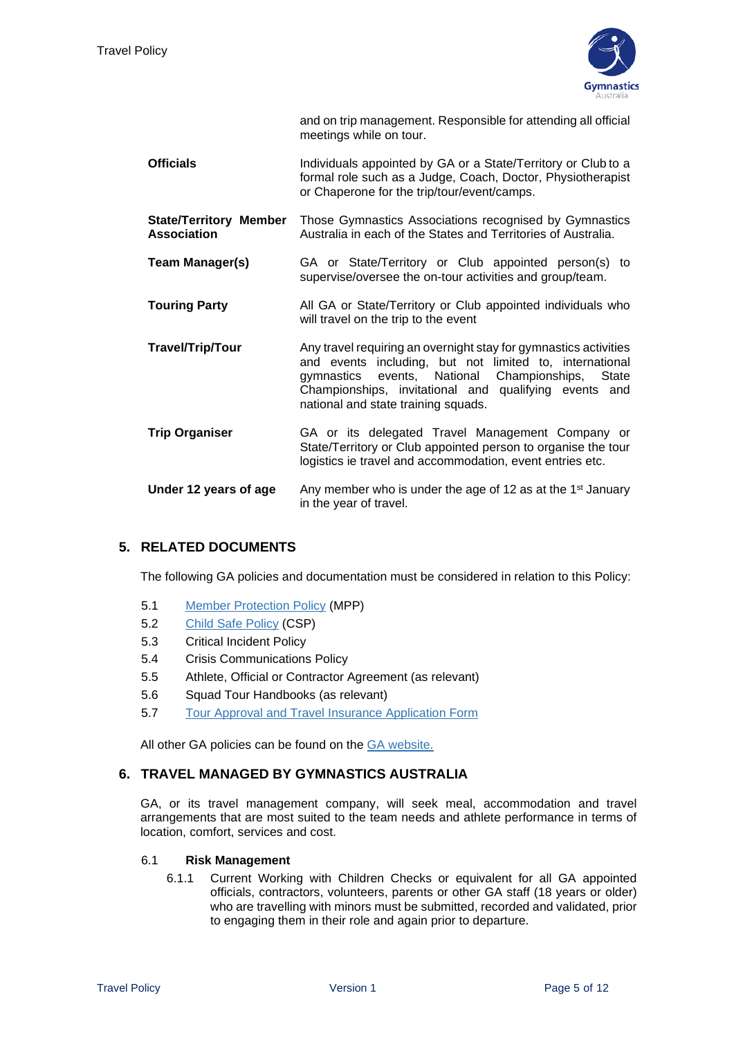| | |
|---|---|
| | and on trip management. Responsible for attending all official meetings while on tour. |
| **Officials** | Individuals appointed by GA or a State/Territory or Club to a formal role such as a Judge, Coach, Doctor, Physiotherapist or Chaperone for the trip/tour/event/camps. |
| **State/Territory Member Association** | Those Gymnastics Associations recognised by Gymnastics Australia in each of the States and Territories of Australia. |
| **Team Manager(s)** | GA or State/Territory or Club appointed person(s) to supervise/oversee the on-tour activities and group/team. |
| **Touring Party** | All GA or State/Territory or Club appointed individuals who will travel on the trip to the event |
| **Travel/Trip/Tour** | Any travel requiring an overnight stay for gymnastics activities and events including, but not limited to, international gymnastics events, National Championships, State Championships, invitational and qualifying events and national and state training squads. |
| **Trip Organiser** | GA or its delegated Travel Management Company or State/Territory or Club appointed person to organise the tour logistics ie travel and accommodation, event entries etc. |
| **Under 12 years of age** | Any member who is under the age of 12 as at the 1st January in the year of travel. |

## 5. RELATED DOCUMENTS

The following GA policies and documentation must be considered in relation to this Policy:

5.1 Member Protection Policy (MPP)

5.2 Child Safe Policy (CSP)

5.3 Critical Incident Policy

5.4 Crisis Communications Policy

5.5 Athlete, Official or Contractor Agreement (as relevant)

5.6 Squad Tour Handbooks (as relevant)

5.7 Tour Approval and Travel Insurance Application Form

All other GA policies can be found on the GA website.

## 6. TRAVEL MANAGED BY GYMNASTICS AUSTRALIA

GA, or its travel management company, will seek meal, accommodation and travel arrangements that are most suited to the team needs and athlete performance in terms of location, comfort, services and cost.

### 6.1 Risk Management

6.1.1 Current Working with Children Checks or equivalent for all GA appointed officials, contractors, volunteers, parents or other GA staff (18 years or older) who are travelling with minors must be submitted, recorded and validated, prior to engaging them in their role and again prior to departure.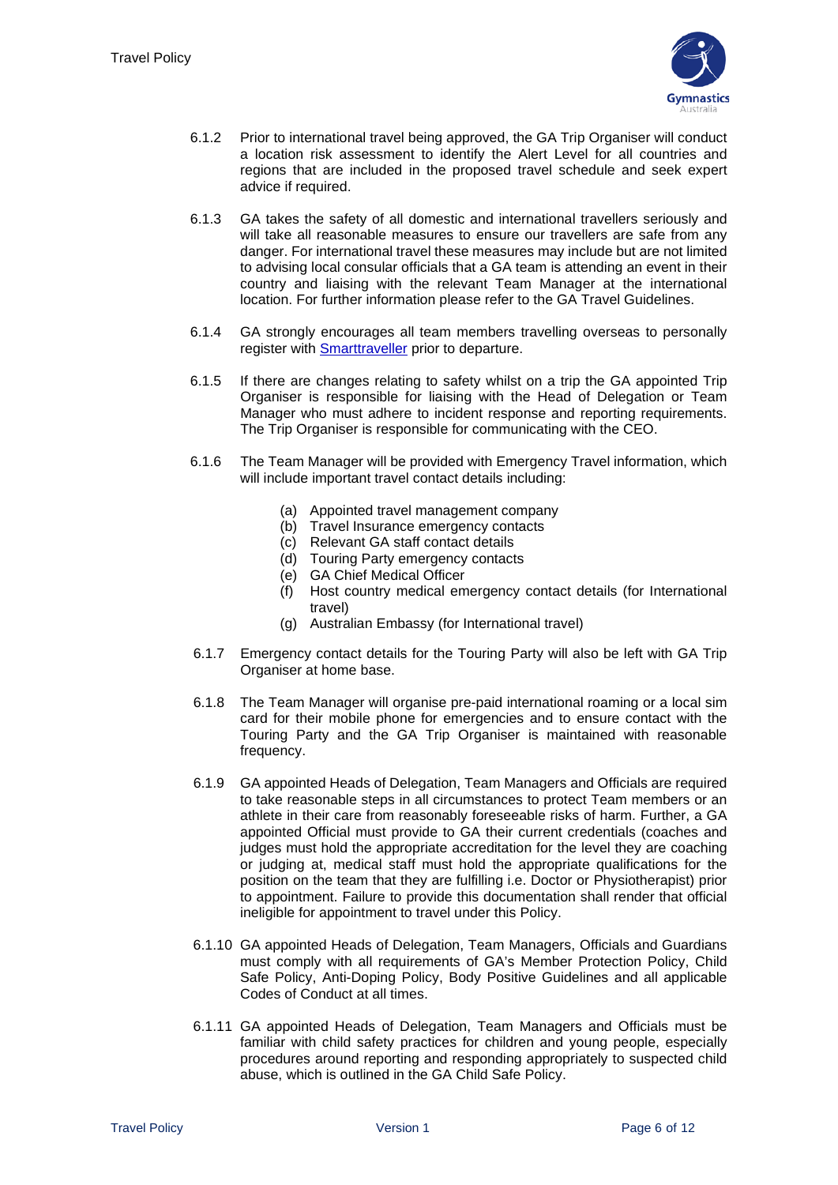6.1.2 Prior to international travel being approved, the GA Trip Organiser will conduct a location risk assessment to identify the Alert Level for all countries and regions that are included in the proposed travel schedule and seek expert advice if required.

6.1.3 GA takes the safety of all domestic and international travellers seriously and will take all reasonable measures to ensure our travellers are safe from any danger. For international travel these measures may include but are not limited to advising local consular officials that a GA team is attending an event in their country and liaising with the relevant Team Manager at the international location. For further information please refer to the GA Travel Guidelines.

6.1.4 GA strongly encourages all team members travelling overseas to personally register with Smarttraveller prior to departure.

6.1.5 If there are changes relating to safety whilst on a trip the GA appointed Trip Organiser is responsible for liaising with the Head of Delegation or Team Manager who must adhere to incident response and reporting requirements. The Trip Organiser is responsible for communicating with the CEO.

6.1.6 The Team Manager will be provided with Emergency Travel information, which will include important travel contact details including:

(a) Appointed travel management company
(b) Travel Insurance emergency contacts
(c) Relevant GA staff contact details
(d) Touring Party emergency contacts
(e) GA Chief Medical Officer
(f) Host country medical emergency contact details (for International travel)
(g) Australian Embassy (for International travel)

6.1.7 Emergency contact details for the Touring Party will also be left with GA Trip Organiser at home base.

6.1.8 The Team Manager will organise pre-paid international roaming or a local sim card for their mobile phone for emergencies and to ensure contact with the Touring Party and the GA Trip Organiser is maintained with reasonable frequency.

6.1.9 GA appointed Heads of Delegation, Team Managers and Officials are required to take reasonable steps in all circumstances to protect Team members or an athlete in their care from reasonably foreseeable risks of harm. Further, a GA appointed Official must provide to GA their current credentials (coaches and judges must hold the appropriate accreditation for the level they are coaching or judging at, medical staff must hold the appropriate qualifications for the position on the team that they are fulfilling i.e. Doctor or Physiotherapist) prior to appointment. Failure to provide this documentation shall render that official ineligible for appointment to travel under this Policy.

6.1.10 GA appointed Heads of Delegation, Team Managers, Officials and Guardians must comply with all requirements of GA's Member Protection Policy, Child Safe Policy, Anti-Doping Policy, Body Positive Guidelines and all applicable Codes of Conduct at all times.

6.1.11 GA appointed Heads of Delegation, Team Managers and Officials must be familiar with child safety practices for children and young people, especially procedures around reporting and responding appropriately to suspected child abuse, which is outlined in the GA Child Safe Policy.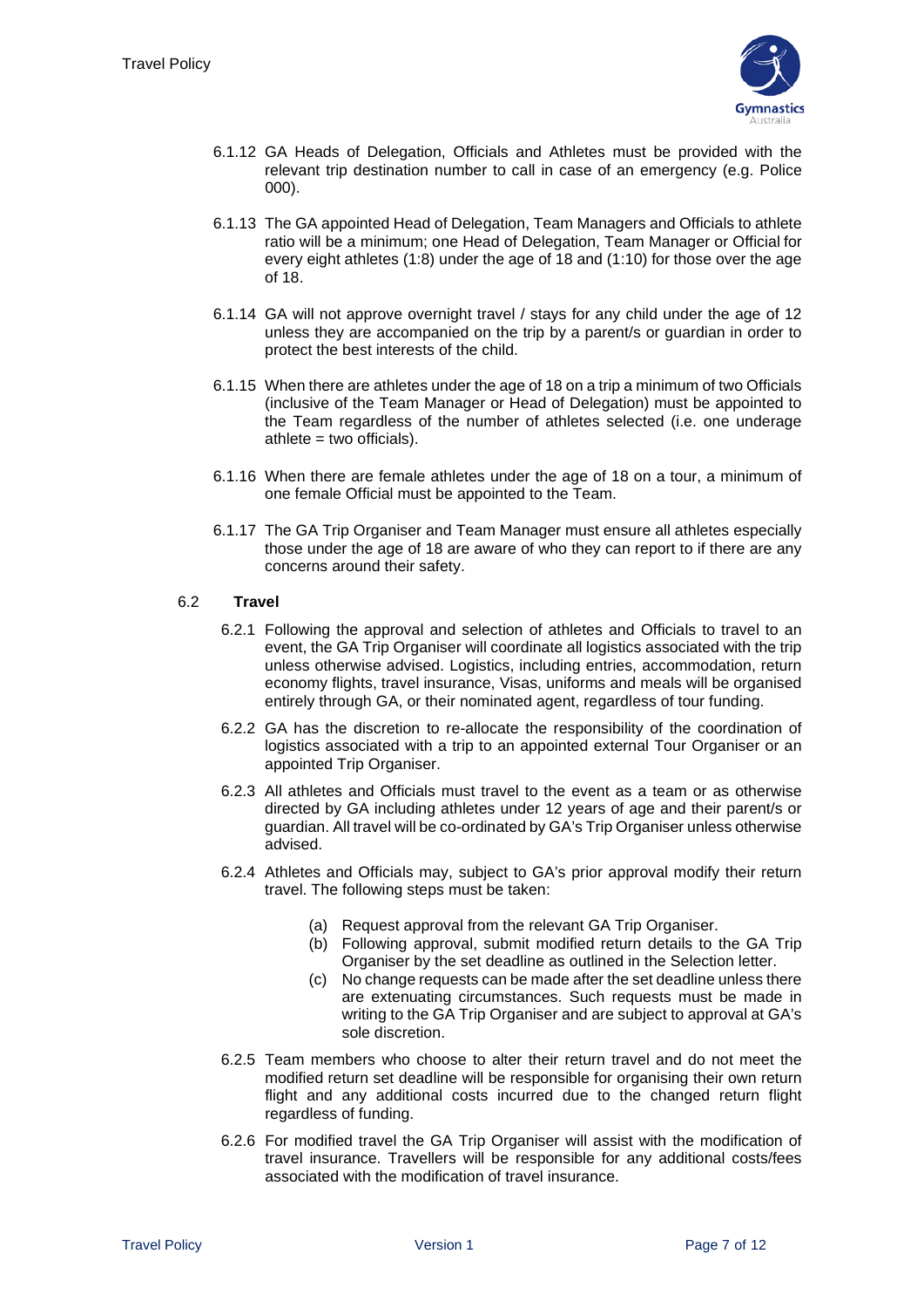6.1.12 GA Heads of Delegation, Officials and Athletes must be provided with the relevant trip destination number to call in case of an emergency (e.g. Police 000).

6.1.13 The GA appointed Head of Delegation, Team Managers and Officials to athlete ratio will be a minimum; one Head of Delegation, Team Manager or Official for every eight athletes (1:8) under the age of 18 and (1:10) for those over the age of 18.

6.1.14 GA will not approve overnight travel / stays for any child under the age of 12 unless they are accompanied on the trip by a parent/s or guardian in order to protect the best interests of the child.

6.1.15 When there are athletes under the age of 18 on a trip a minimum of two Officials (inclusive of the Team Manager or Head of Delegation) must be appointed to the Team regardless of the number of athletes selected (i.e. one underage athlete = two officials).

6.1.16 When there are female athletes under the age of 18 on a tour, a minimum of one female Official must be appointed to the Team.

6.1.17 The GA Trip Organiser and Team Manager must ensure all athletes especially those under the age of 18 are aware of who they can report to if there are any concerns around their safety.

### 6.2 Travel

6.2.1 Following the approval and selection of athletes and Officials to travel to an event, the GA Trip Organiser will coordinate all logistics associated with the trip unless otherwise advised. Logistics, including entries, accommodation, return economy flights, travel insurance, Visas, uniforms and meals will be organised entirely through GA, or their nominated agent, regardless of tour funding.

6.2.2 GA has the discretion to re-allocate the responsibility of the coordination of logistics associated with a trip to an appointed external Tour Organiser or an appointed Trip Organiser.

6.2.3 All athletes and Officials must travel to the event as a team or as otherwise directed by GA including athletes under 12 years of age and their parent/s or guardian. All travel will be co-ordinated by GA's Trip Organiser unless otherwise advised.

6.2.4 Athletes and Officials may, subject to GA's prior approval modify their return travel. The following steps must be taken:

(a) Request approval from the relevant GA Trip Organiser.

(b) Following approval, submit modified return details to the GA Trip Organiser by the set deadline as outlined in the Selection letter.

(c) No change requests can be made after the set deadline unless there are extenuating circumstances. Such requests must be made in writing to the GA Trip Organiser and are subject to approval at GA's sole discretion.

6.2.5 Team members who choose to alter their return travel and do not meet the modified return set deadline will be responsible for organising their own return flight and any additional costs incurred due to the changed return flight regardless of funding.

6.2.6 For modified travel the GA Trip Organiser will assist with the modification of travel insurance. Travellers will be responsible for any additional costs/fees associated with the modification of travel insurance.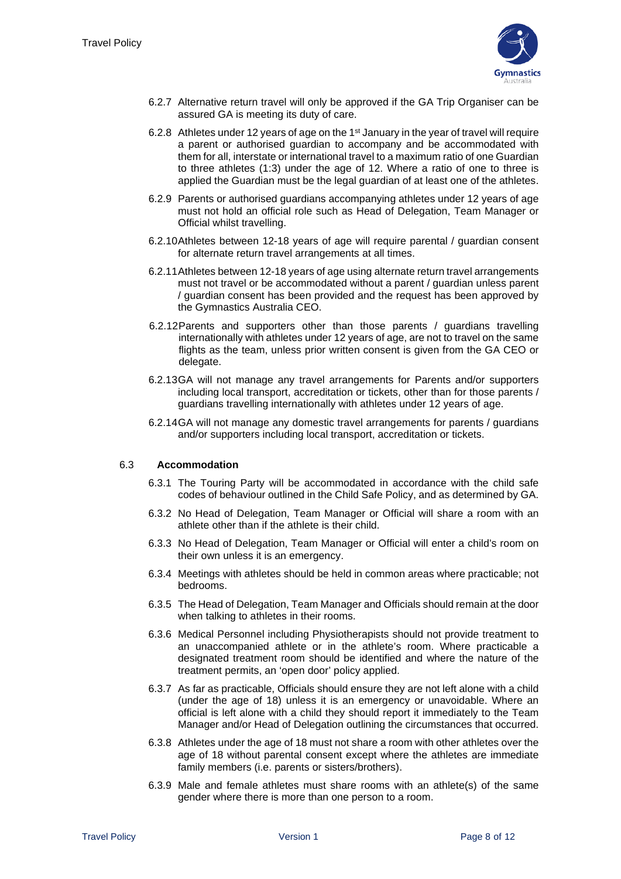6.2.7 Alternative return travel will only be approved if the GA Trip Organiser can be assured GA is meeting its duty of care.

6.2.8 Athletes under 12 years of age on the 1st January in the year of travel will require a parent or authorised guardian to accompany and be accommodated with them for all, interstate or international travel to a maximum ratio of one Guardian to three athletes (1:3) under the age of 12. Where a ratio of one to three is applied the Guardian must be the legal guardian of at least one of the athletes.

6.2.9 Parents or authorised guardians accompanying athletes under 12 years of age must not hold an official role such as Head of Delegation, Team Manager or Official whilst travelling.

6.2.10 Athletes between 12-18 years of age will require parental / guardian consent for alternate return travel arrangements at all times.

6.2.11 Athletes between 12-18 years of age using alternate return travel arrangements must not travel or be accommodated without a parent / guardian unless parent / guardian consent has been provided and the request has been approved by the Gymnastics Australia CEO.

6.2.12 Parents and supporters other than those parents / guardians travelling internationally with athletes under 12 years of age, are not to travel on the same flights as the team, unless prior written consent is given from the GA CEO or delegate.

6.2.13 GA will not manage any travel arrangements for Parents and/or supporters including local transport, accreditation or tickets, other than for those parents / guardians travelling internationally with athletes under 12 years of age.

6.2.14 GA will not manage any domestic travel arrangements for parents / guardians and/or supporters including local transport, accreditation or tickets.

### 6.3 **Accommodation**

6.3.1 The Touring Party will be accommodated in accordance with the child safe codes of behaviour outlined in the Child Safe Policy, and as determined by GA.

6.3.2 No Head of Delegation, Team Manager or Official will share a room with an athlete other than if the athlete is their child.

6.3.3 No Head of Delegation, Team Manager or Official will enter a child's room on their own unless it is an emergency.

6.3.4 Meetings with athletes should be held in common areas where practicable; not bedrooms.

6.3.5 The Head of Delegation, Team Manager and Officials should remain at the door when talking to athletes in their rooms.

6.3.6 Medical Personnel including Physiotherapists should not provide treatment to an unaccompanied athlete or in the athlete's room. Where practicable a designated treatment room should be identified and where the nature of the treatment permits, an 'open door' policy applied.

6.3.7 As far as practicable, Officials should ensure they are not left alone with a child (under the age of 18) unless it is an emergency or unavoidable. Where an official is left alone with a child they should report it immediately to the Team Manager and/or Head of Delegation outlining the circumstances that occurred.

6.3.8 Athletes under the age of 18 must not share a room with other athletes over the age of 18 without parental consent except where the athletes are immediate family members (i.e. parents or sisters/brothers).

6.3.9 Male and female athletes must share rooms with an athlete(s) of the same gender where there is more than one person to a room.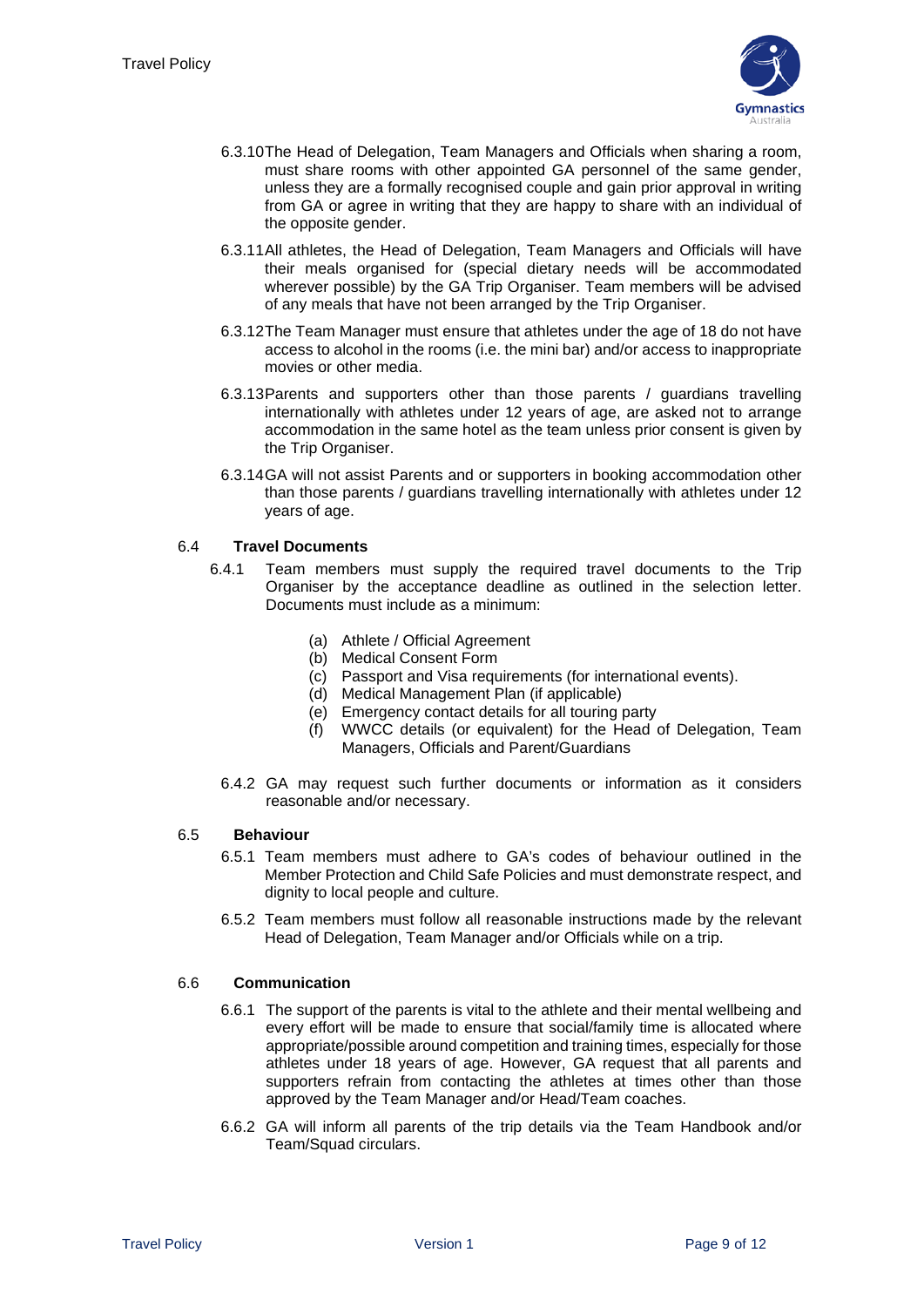6.3.10 The Head of Delegation, Team Managers and Officials when sharing a room, must share rooms with other appointed GA personnel of the same gender, unless they are a formally recognised couple and gain prior approval in writing from GA or agree in writing that they are happy to share with an individual of the opposite gender.

6.3.11 All athletes, the Head of Delegation, Team Managers and Officials will have their meals organised for (special dietary needs will be accommodated wherever possible) by the GA Trip Organiser. Team members will be advised of any meals that have not been arranged by the Trip Organiser.

6.3.12 The Team Manager must ensure that athletes under the age of 18 do not have access to alcohol in the rooms (i.e. the mini bar) and/or access to inappropriate movies or other media.

6.3.13 Parents and supporters other than those parents / guardians travelling internationally with athletes under 12 years of age, are asked not to arrange accommodation in the same hotel as the team unless prior consent is given by the Trip Organiser.

6.3.14 GA will not assist Parents and or supporters in booking accommodation other than those parents / guardians travelling internationally with athletes under 12 years of age.

### 6.4 Travel Documents

6.4.1 Team members must supply the required travel documents to the Trip Organiser by the acceptance deadline as outlined in the selection letter. Documents must include as a minimum:

(a) Athlete / Official Agreement
(b) Medical Consent Form
(c) Passport and Visa requirements (for international events).
(d) Medical Management Plan (if applicable)
(e) Emergency contact details for all touring party
(f) WWCC details (or equivalent) for the Head of Delegation, Team Managers, Officials and Parent/Guardians

6.4.2 GA may request such further documents or information as it considers reasonable and/or necessary.

### 6.5 Behaviour

6.5.1 Team members must adhere to GA's codes of behaviour outlined in the Member Protection and Child Safe Policies and must demonstrate respect, and dignity to local people and culture.

6.5.2 Team members must follow all reasonable instructions made by the relevant Head of Delegation, Team Manager and/or Officials while on a trip.

### 6.6 Communication

6.6.1 The support of the parents is vital to the athlete and their mental wellbeing and every effort will be made to ensure that social/family time is allocated where appropriate/possible around competition and training times, especially for those athletes under 18 years of age. However, GA request that all parents and supporters refrain from contacting the athletes at times other than those approved by the Team Manager and/or Head/Team coaches.

6.6.2 GA will inform all parents of the trip details via the Team Handbook and/or Team/Squad circulars.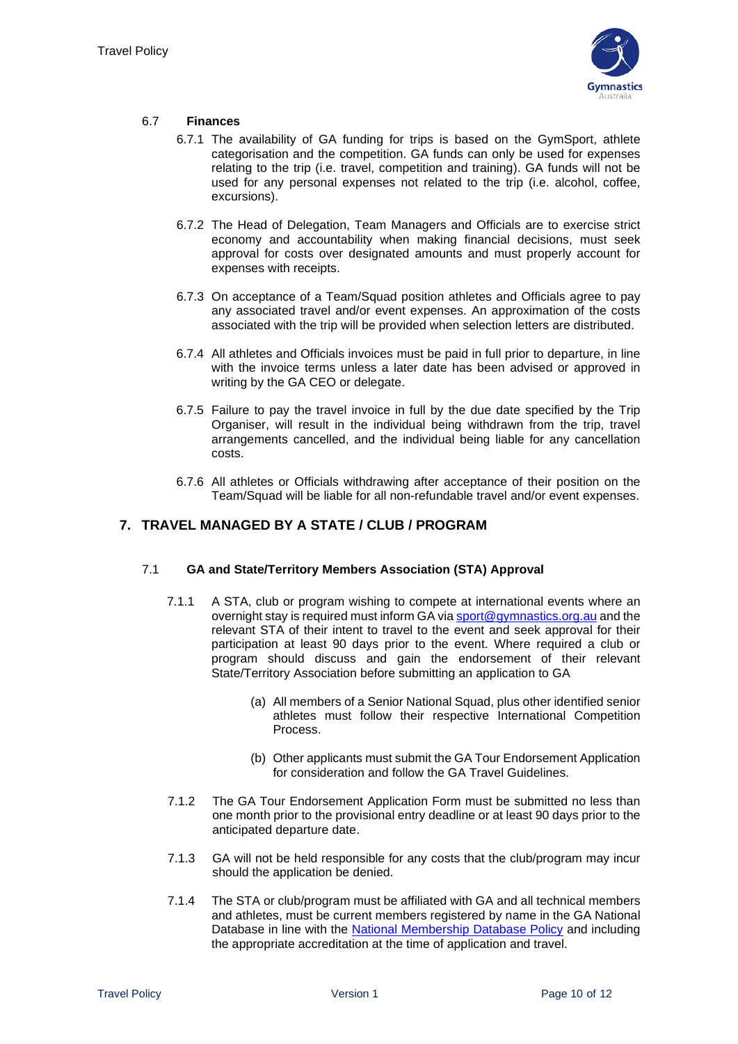### 6.7 Finances

6.7.1 The availability of GA funding for trips is based on the GymSport, athlete categorisation and the competition. GA funds can only be used for expenses relating to the trip (i.e. travel, competition and training). GA funds will not be used for any personal expenses not related to the trip (i.e. alcohol, coffee, excursions).

6.7.2 The Head of Delegation, Team Managers and Officials are to exercise strict economy and accountability when making financial decisions, must seek approval for costs over designated amounts and must properly account for expenses with receipts.

6.7.3 On acceptance of a Team/Squad position athletes and Officials agree to pay any associated travel and/or event expenses. An approximation of the costs associated with the trip will be provided when selection letters are distributed.

6.7.4 All athletes and Officials invoices must be paid in full prior to departure, in line with the invoice terms unless a later date has been advised or approved in writing by the GA CEO or delegate.

6.7.5 Failure to pay the travel invoice in full by the due date specified by the Trip Organiser, will result in the individual being withdrawn from the trip, travel arrangements cancelled, and the individual being liable for any cancellation costs.

6.7.6 All athletes or Officials withdrawing after acceptance of their position on the Team/Squad will be liable for all non-refundable travel and/or event expenses.

## 7. TRAVEL MANAGED BY A STATE / CLUB / PROGRAM

### 7.1 GA and State/Territory Members Association (STA) Approval

7.1.1 A STA, club or program wishing to compete at international events where an overnight stay is required must inform GA via sport@gymnastics.org.au and the relevant STA of their intent to travel to the event and seek approval for their participation at least 90 days prior to the event. Where required a club or program should discuss and gain the endorsement of their relevant State/Territory Association before submitting an application to GA

(a) All members of a Senior National Squad, plus other identified senior athletes must follow their respective International Competition Process.

(b) Other applicants must submit the GA Tour Endorsement Application for consideration and follow the GA Travel Guidelines.

7.1.2 The GA Tour Endorsement Application Form must be submitted no less than one month prior to the provisional entry deadline or at least 90 days prior to the anticipated departure date.

7.1.3 GA will not be held responsible for any costs that the club/program may incur should the application be denied.

7.1.4 The STA or club/program must be affiliated with GA and all technical members and athletes, must be current members registered by name in the GA National Database in line with the National Membership Database Policy and including the appropriate accreditation at the time of application and travel.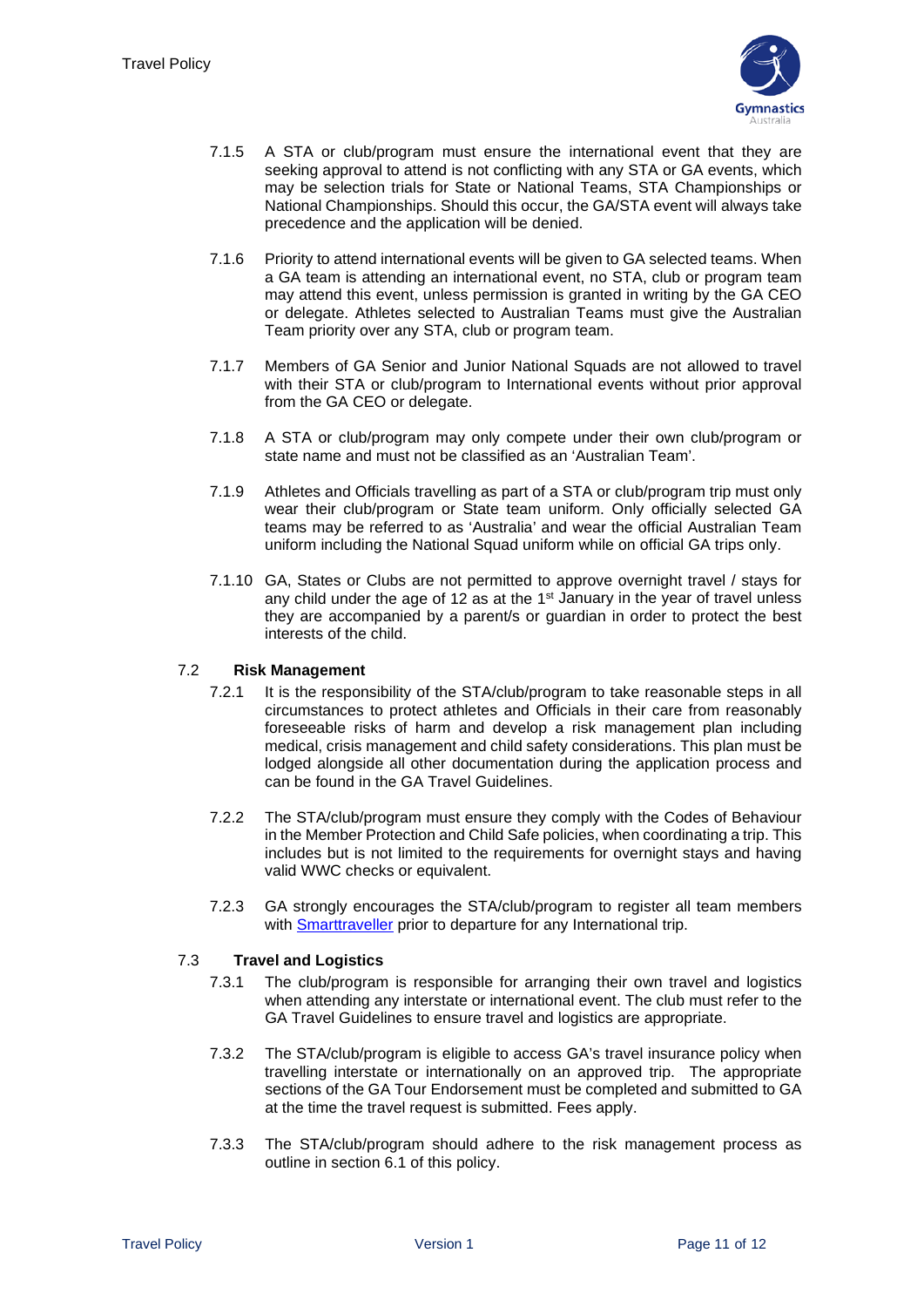7.1.5 A STA or club/program must ensure the international event that they are seeking approval to attend is not conflicting with any STA or GA events, which may be selection trials for State or National Teams, STA Championships or National Championships. Should this occur, the GA/STA event will always take precedence and the application will be denied.

7.1.6 Priority to attend international events will be given to GA selected teams. When a GA team is attending an international event, no STA, club or program team may attend this event, unless permission is granted in writing by the GA CEO or delegate. Athletes selected to Australian Teams must give the Australian Team priority over any STA, club or program team.

7.1.7 Members of GA Senior and Junior National Squads are not allowed to travel with their STA or club/program to International events without prior approval from the GA CEO or delegate.

7.1.8 A STA or club/program may only compete under their own club/program or state name and must not be classified as an 'Australian Team'.

7.1.9 Athletes and Officials travelling as part of a STA or club/program trip must only wear their club/program or State team uniform. Only officially selected GA teams may be referred to as 'Australia' and wear the official Australian Team uniform including the National Squad uniform while on official GA trips only.

7.1.10 GA, States or Clubs are not permitted to approve overnight travel / stays for any child under the age of 12 as at the 1st January in the year of travel unless they are accompanied by a parent/s or guardian in order to protect the best interests of the child.

### 7.2 Risk Management

7.2.1 It is the responsibility of the STA/club/program to take reasonable steps in all circumstances to protect athletes and Officials in their care from reasonably foreseeable risks of harm and develop a risk management plan including medical, crisis management and child safety considerations. This plan must be lodged alongside all other documentation during the application process and can be found in the GA Travel Guidelines.

7.2.2 The STA/club/program must ensure they comply with the Codes of Behaviour in the Member Protection and Child Safe policies, when coordinating a trip. This includes but is not limited to the requirements for overnight stays and having valid WWC checks or equivalent.

7.2.3 GA strongly encourages the STA/club/program to register all team members with Smarttraveller prior to departure for any International trip.

### 7.3 Travel and Logistics

7.3.1 The club/program is responsible for arranging their own travel and logistics when attending any interstate or international event. The club must refer to the GA Travel Guidelines to ensure travel and logistics are appropriate.

7.3.2 The STA/club/program is eligible to access GA's travel insurance policy when travelling interstate or internationally on an approved trip. The appropriate sections of the GA Tour Endorsement must be completed and submitted to GA at the time the travel request is submitted. Fees apply.

7.3.3 The STA/club/program should adhere to the risk management process as outline in section 6.1 of this policy.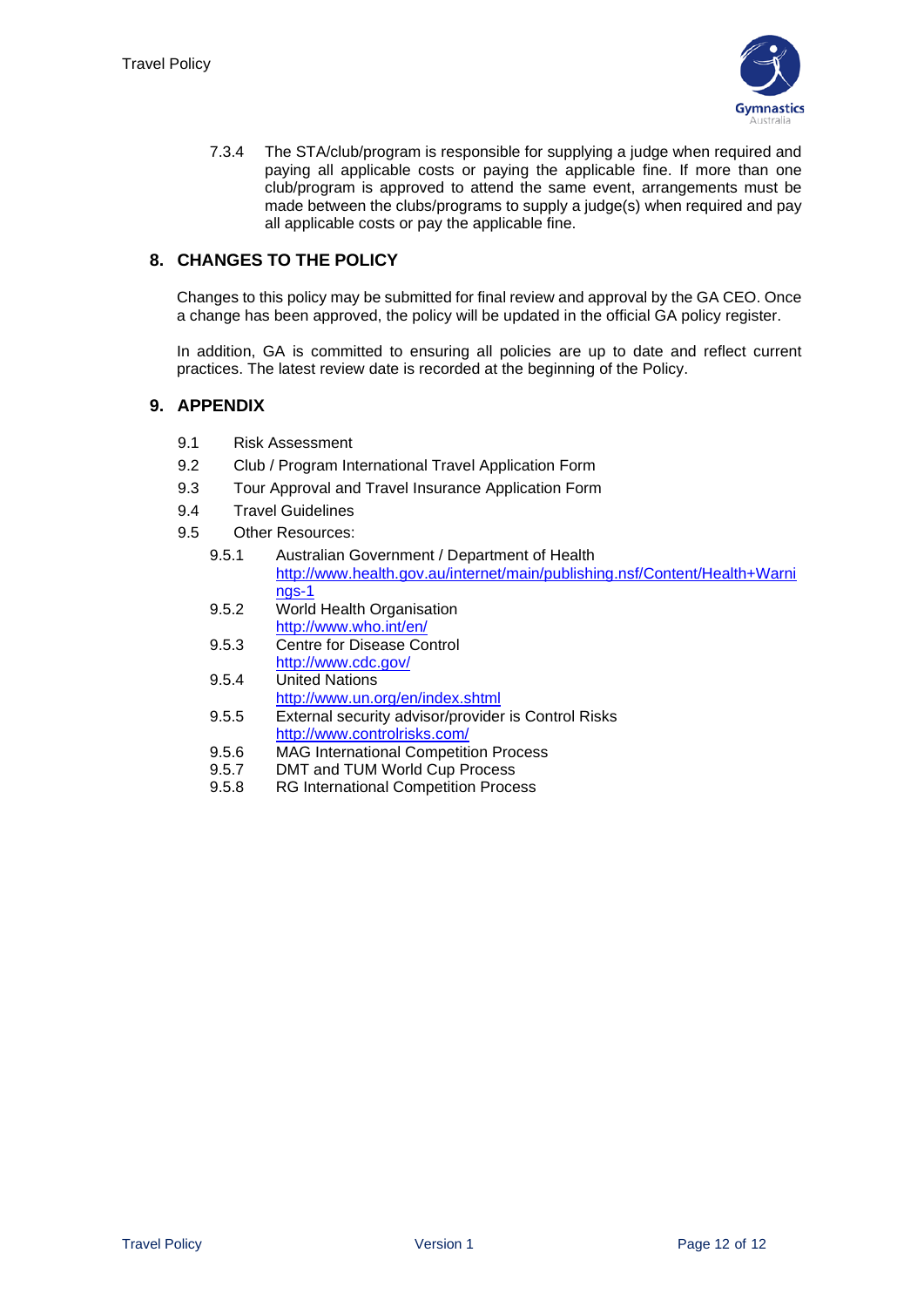7.3.4 The STA/club/program is responsible for supplying a judge when required and paying all applicable costs or paying the applicable fine. If more than one club/program is approved to attend the same event, arrangements must be made between the clubs/programs to supply a judge(s) when required and pay all applicable costs or pay the applicable fine.

## 8. CHANGES TO THE POLICY

Changes to this policy may be submitted for final review and approval by the GA CEO. Once a change has been approved, the policy will be updated in the official GA policy register.

In addition, GA is committed to ensuring all policies are up to date and reflect current practices. The latest review date is recorded at the beginning of the Policy.

## 9. APPENDIX

9.1 Risk Assessment

9.2 Club / Program International Travel Application Form

9.3 Tour Approval and Travel Insurance Application Form

9.4 Travel Guidelines

9.5 Other Resources:

- 9.5.1 Australian Government / Department of Health
  http://www.health.gov.au/internet/main/publishing.nsf/Content/Health+Warnings-1
- 9.5.2 World Health Organisation
  http://www.who.int/en/
- 9.5.3 Centre for Disease Control
  http://www.cdc.gov/
- 9.5.4 United Nations
  http://www.un.org/en/index.shtml
- 9.5.5 External security advisor/provider is Control Risks
  http://www.controlrisks.com/
- 9.5.6 MAG International Competition Process
- 9.5.7 DMT and TUM World Cup Process
- 9.5.8 RG International Competition Process